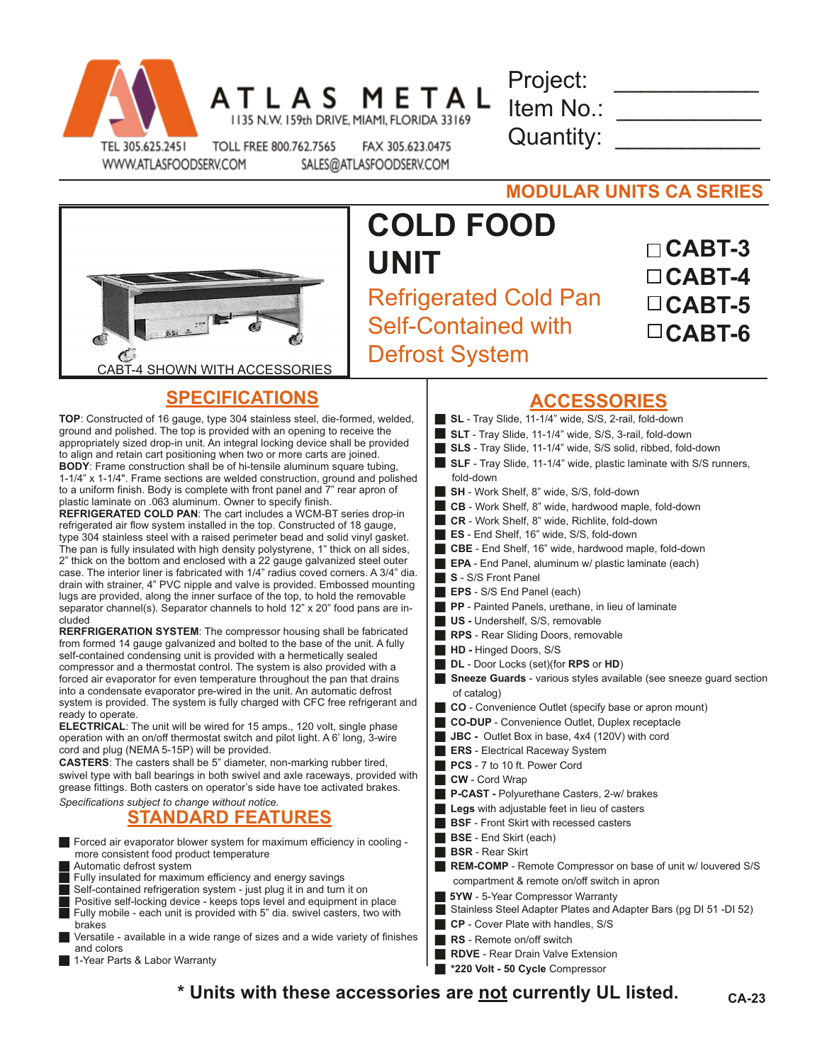ATLAS METAL
1135 N.W. 159th DRIVE, MIAMI, FLORIDA 33169

TEL 305.625.2451 TOLL FREE 800.762.7565 FAX 305.623.0475
WWW.ATLASFOODSERV.COM SALES@ATLASFOODSERV.COM

Project: ___________
Item No.: ___________
Quantity: ___________

**MODULAR UNITS CA SERIES**

# COLD FOOD UNIT

## Refrigerated Cold Pan Self-Contained with Defrost System

- ☐ CABT-3
- ☐ CABT-4
- ☐ CABT-5
- ☐ CABT-6

CABT-4 SHOWN WITH ACCESSORIES

## SPECIFICATIONS

**TOP**: Constructed of 16 gauge, type 304 stainless steel, die-formed, welded, ground and polished. The top is provided with an opening to receive the appropriately sized drop-in unit. An integral locking device shall be provided to align and retain cart positioning when two or more carts are joined.

**BODY**: Frame construction shall be of hi-tensile aluminum square tubing, 1-1/4" x 1-1/4". Frame sections are welded construction, ground and polished to a uniform finish. Body is complete with front panel and 7" rear apron of plastic laminate on .063 aluminum. Owner to specify finish.

**REFRIGERATED COLD PAN**: The cart includes a WCM-BT series drop-in refrigerated air flow system installed in the top. Constructed of 18 gauge, type 304 stainless steel with a raised perimeter bead and solid vinyl gasket. The pan is fully insulated with high density polystyrene, 1" thick on all sides, 2" thick on the bottom and enclosed with a 22 gauge galvanized steel outer case. The interior liner is fabricated with 1/4" radius coved corners. A 3/4" dia. drain with strainer, 4" PVC nipple and valve is provided. Embossed mounting lugs are provided, along the inner surface of the top, to hold the removable separator channel(s). Separator channels to hold 12" x 20" food pans are included

**RERFRIGERATION SYSTEM**: The compressor housing shall be fabricated from formed 14 gauge galvanized and bolted to the base of the unit. A fully self-contained condensing unit is provided with a hermetically sealed compressor and a thermostat control. The system is also provided with a forced air evaporator for even temperature throughout the pan that drains into a condensate evaporator pre-wired in the unit. An automatic defrost system is provided. The system is fully charged with CFC free refrigerant and ready to operate.

**ELECTRICAL**: The unit will be wired for 15 amps., 120 volt, single phase operation with an on/off thermostat switch and pilot light. A 6' long, 3-wire cord and plug (NEMA 5-15P) will be provided.

**CASTERS**: The casters shall be 5" diameter, non-marking rubber tired, swivel type with ball bearings in both swivel and axle raceways, provided with grease fittings. Both casters on operator's side have toe activated brakes.

*Specifications subject to change without notice.*

## STANDARD FEATURES

- Forced air evaporator blower system for maximum efficiency in cooling - more consistent food product temperature
- Automatic defrost system
- Fully insulated for maximum efficiency and energy savings
- Self-contained refrigeration system - just plug it in and turn it on
- Positive self-locking device - keeps tops level and equipment in place
- Fully mobile - each unit is provided with 5" dia. swivel casters, two with brakes
- Versatile - available in a wide range of sizes and a wide variety of finishes and colors
- 1-Year Parts & Labor Warranty

## ACCESSORIES

- **SL** - Tray Slide, 11-1/4" wide, S/S, 2-rail, fold-down
- **SLT** - Tray Slide, 11-1/4" wide, S/S, 3-rail, fold-down
- **SLS** - Tray Slide, 11-1/4" wide, S/S solid, ribbed, fold-down
- **SLF** - Tray Slide, 11-1/4" wide, plastic laminate with S/S runners, fold-down
- **SH** - Work Shelf, 8" wide, S/S, fold-down
- **CB** - Work Shelf, 8" wide, hardwood maple, fold-down
- **CR** - Work Shelf, 8" wide, Richlite, fold-down
- **ES** - End Shelf, 16" wide, S/S, fold-down
- **CBE** - End Shelf, 16" wide, hardwood maple, fold-down
- **EPA** - End Panel, aluminum w/ plastic laminate (each)
- **S** - S/S Front Panel
- **EPS** - S/S End Panel (each)
- **PP** - Painted Panels, urethane, in lieu of laminate
- **US** - Undershelf, S/S, removable
- **RPS** - Rear Sliding Doors, removable
- **HD** - Hinged Doors, S/S
- **DL** - Door Locks (set)(for **RPS** or **HD**)
- **Sneeze Guards** - various styles available (see sneeze guard section of catalog)
- **CO** - Convenience Outlet (specify base or apron mount)
- **CO-DUP** - Convenience Outlet, Duplex receptacle
- **JBC** - Outlet Box in base, 4x4 (120V) with cord
- **ERS** - Electrical Raceway System
- **PCS** - 7 to 10 ft. Power Cord
- **CW** - Cord Wrap
- **P-CAST** - Polyurethane Casters, 2-w/ brakes
- **Legs** with adjustable feet in lieu of casters
- **BSF** - Front Skirt with recessed casters
- **BSE** - End Skirt (each)
- **BSR** - Rear Skirt
- **REM-COMP** - Remote Compressor on base of unit w/ louvered S/S compartment & remote on/off switch in apron
- **5YW** - 5-Year Compressor Warranty
- Stainless Steel Adapter Plates and Adapter Bars (pg DI 51 -DI 52)
- **CP** - Cover Plate with handles, S/S
- **RS** - Remote on/off switch
- **RDVE** - Rear Drain Valve Extension
- ***220 Volt - 50 Cycle** Compressor

**\* Units with these accessories are not currently UL listed.**

CA-23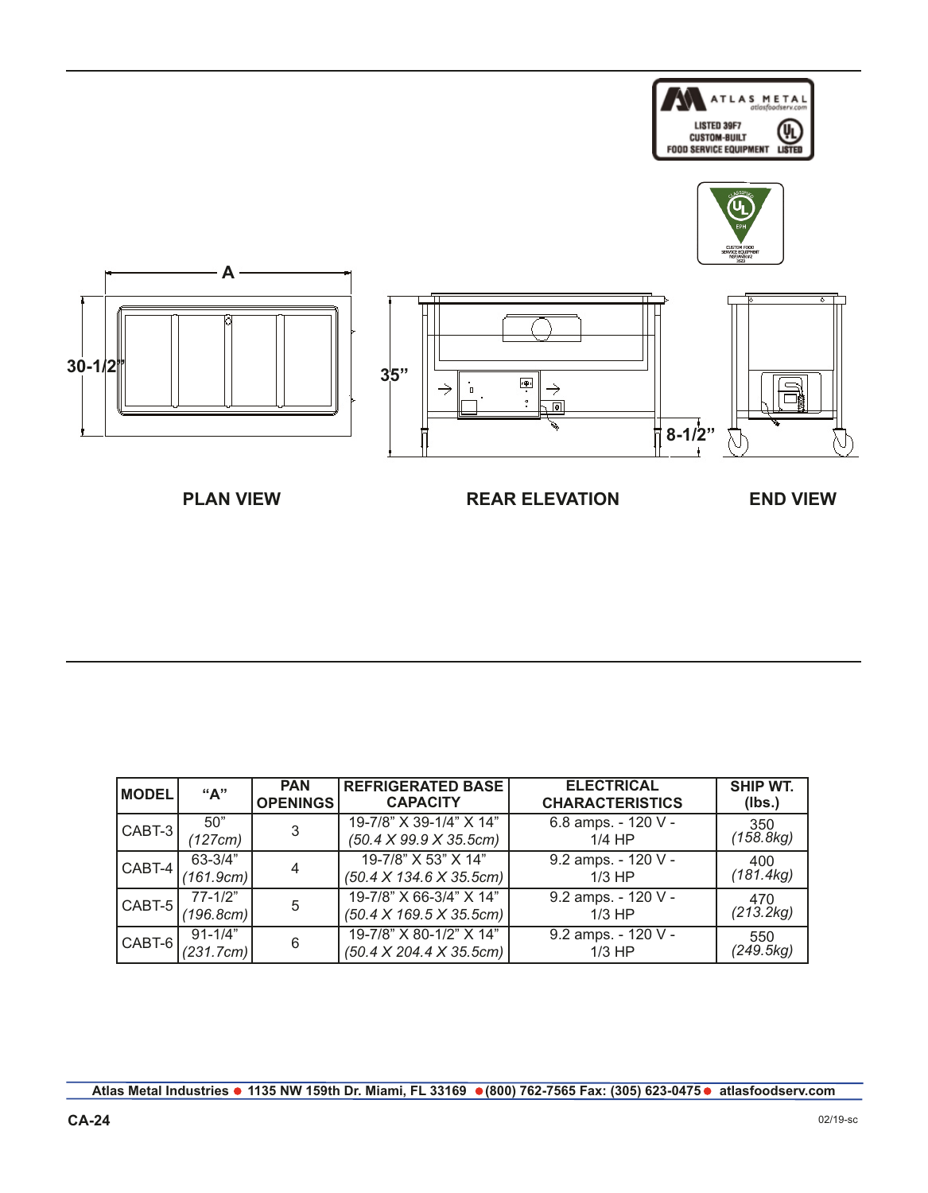ATLAS METAL
atlasfoodserv.com
LISTED 39F7
CUSTOM-BUILT
FOOD SERVICE EQUIPMENT
UL LISTED

A

30-1/2"

35"

8-1/2"

PLAN VIEW

REAR ELEVATION

END VIEW

| MODEL | "A" | PAN OPENINGS | REFRIGERATED BASE CAPACITY | ELECTRICAL CHARACTERISTICS | SHIP WT. (lbs.) |
|---|---|---|---|---|---|
| CABT-3 | 50" *(127cm)* | 3 | 19-7/8" X 39-1/4" X 14" *(50.4 X 99.9 X 35.5cm)* | 6.8 amps. - 120 V - 1/4 HP | 350 *(158.8kg)* |
| CABT-4 | 63-3/4" *(161.9cm)* | 4 | 19-7/8" X 53" X 14" *(50.4 X 134.6 X 35.5cm)* | 9.2 amps. - 120 V - 1/3 HP | 400 *(181.4kg)* |
| CABT-5 | 77-1/2" *(196.8cm)* | 5 | 19-7/8" X 66-3/4" X 14" *(50.4 X 169.5 X 35.5cm)* | 9.2 amps. - 120 V - 1/3 HP | 470 *(213.2kg)* |
| CABT-6 | 91-1/4" *(231.7cm)* | 6 | 19-7/8" X 80-1/2" X 14" *(50.4 X 204.4 X 35.5cm)* | 9.2 amps. - 120 V - 1/3 HP | 550 *(249.5kg)* |

**Atlas Metal Industries ● 1135 NW 159th Dr. Miami, FL 33169 ● (800) 762-7565 Fax: (305) 623-0475 ● atlasfoodserv.com**

**CA-24**

02/19-sc